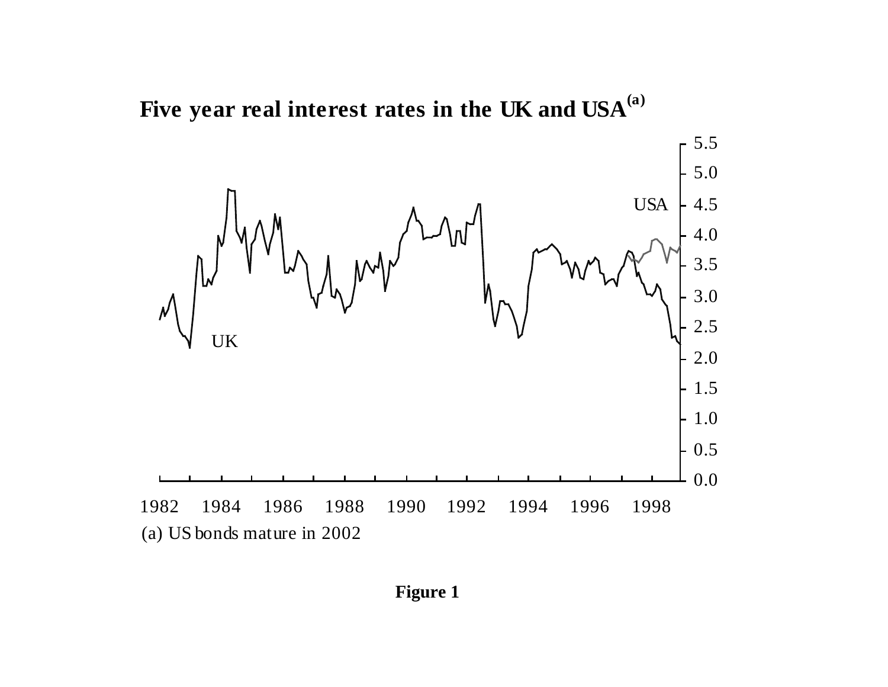**Five year real interest rates in the UK and USA**[(a)]

(a) US bonds mature in 2002

**Figure 1**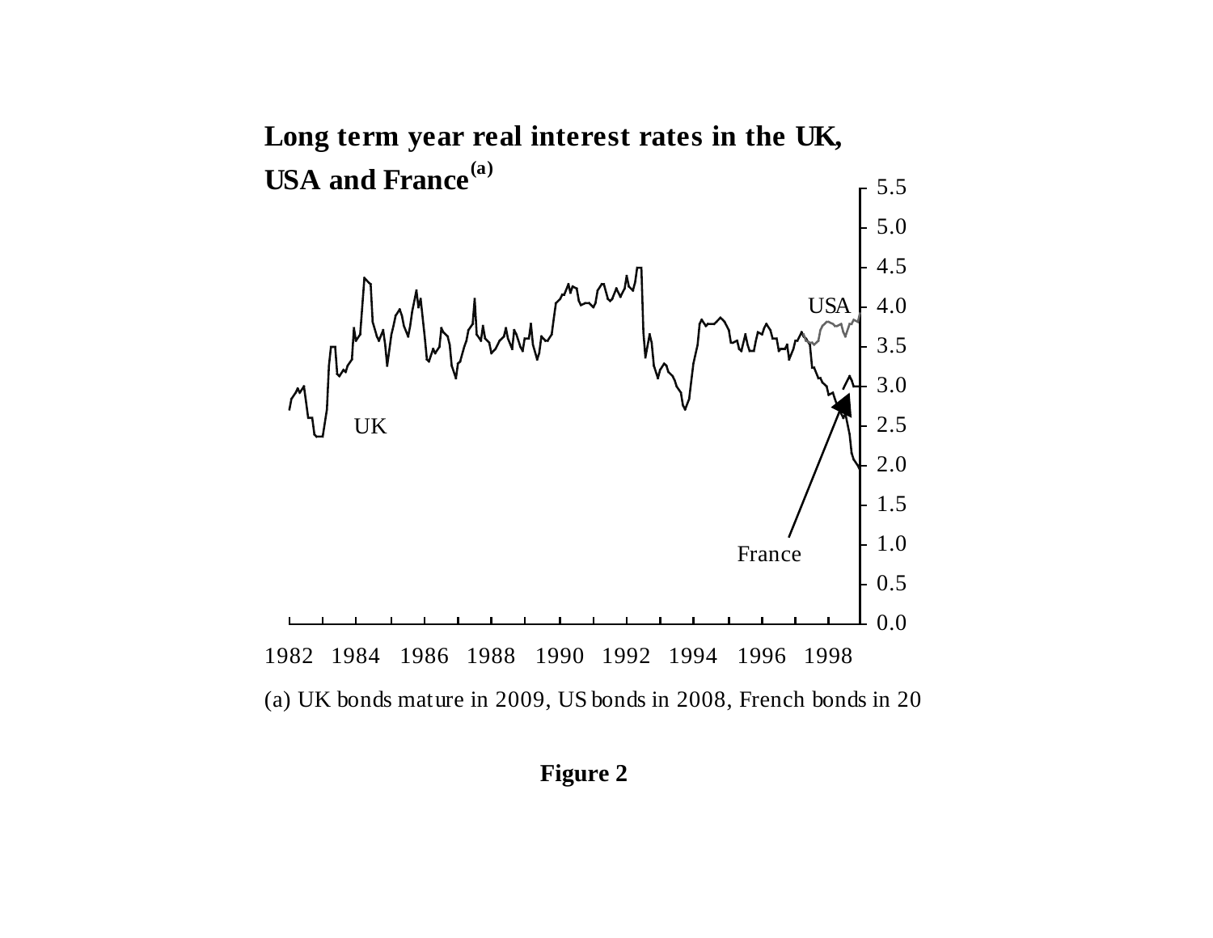**Long term year real interest rates in the UK, USA and France[(a)]**

(a) UK bonds mature in 2009, US bonds in 2008, French bonds in 20

**Figure 2**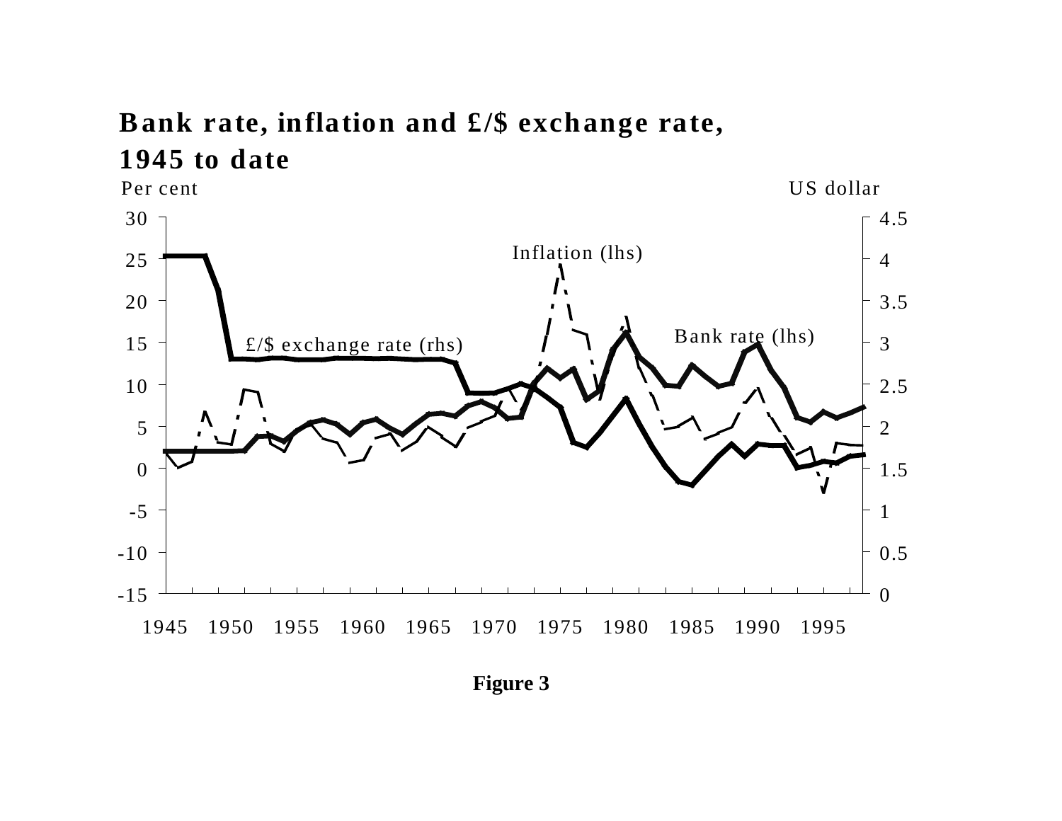**Bank rate, inflation and £/$ exchange rate, 1945 to date**

Per cent | US dollar

Inflation (lhs)

Bank rate (lhs)

£/$ exchange rate (rhs)

30 | 25 | 20 | 15 | 10 | 5 | 0 | -5 | -10 | -15

4.5 | 4 | 3.5 | 3 | 2.5 | 2 | 1.5 | 1 | 0.5 | 0

1945 | 1950 | 1955 | 1960 | 1965 | 1970 | 1975 | 1980 | 1985 | 1990 | 1995

**Figure 3**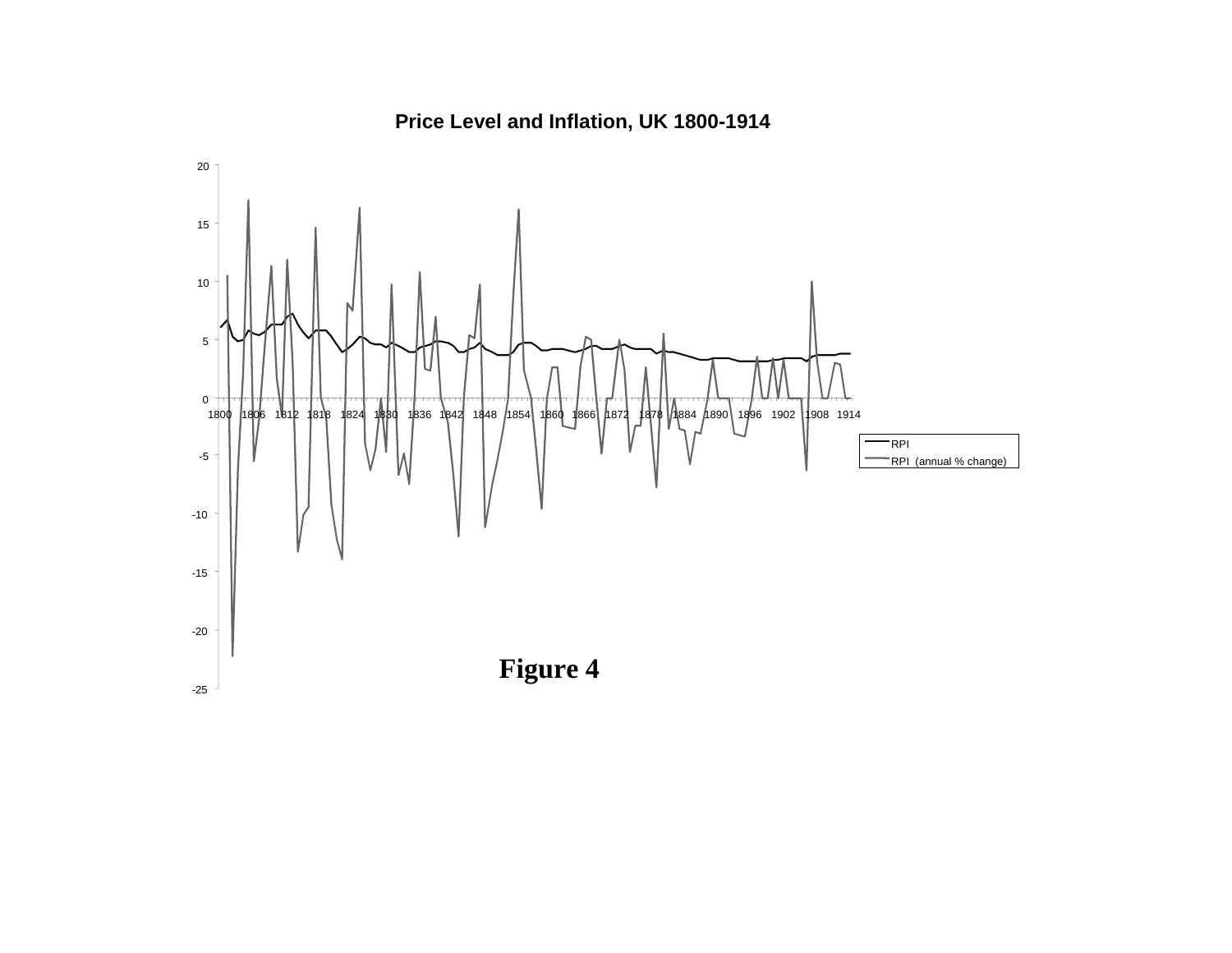**Price Level and Inflation, UK 1800-1914**

**Figure 4**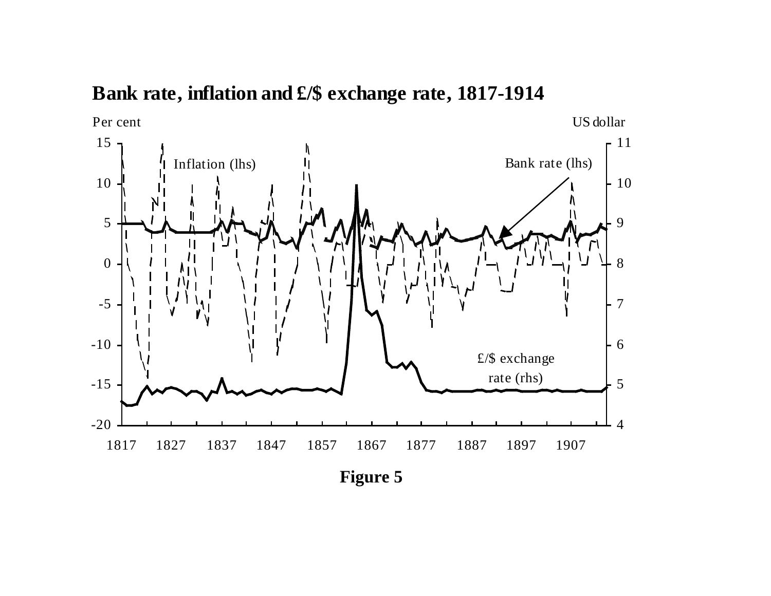**Bank rate, inflation and £/$ exchange rate, 1817-1914**

Per cent

US dollar

Inflation (lhs)

Bank rate (lhs)

£/$ exchange rate (rhs)

**Figure 5**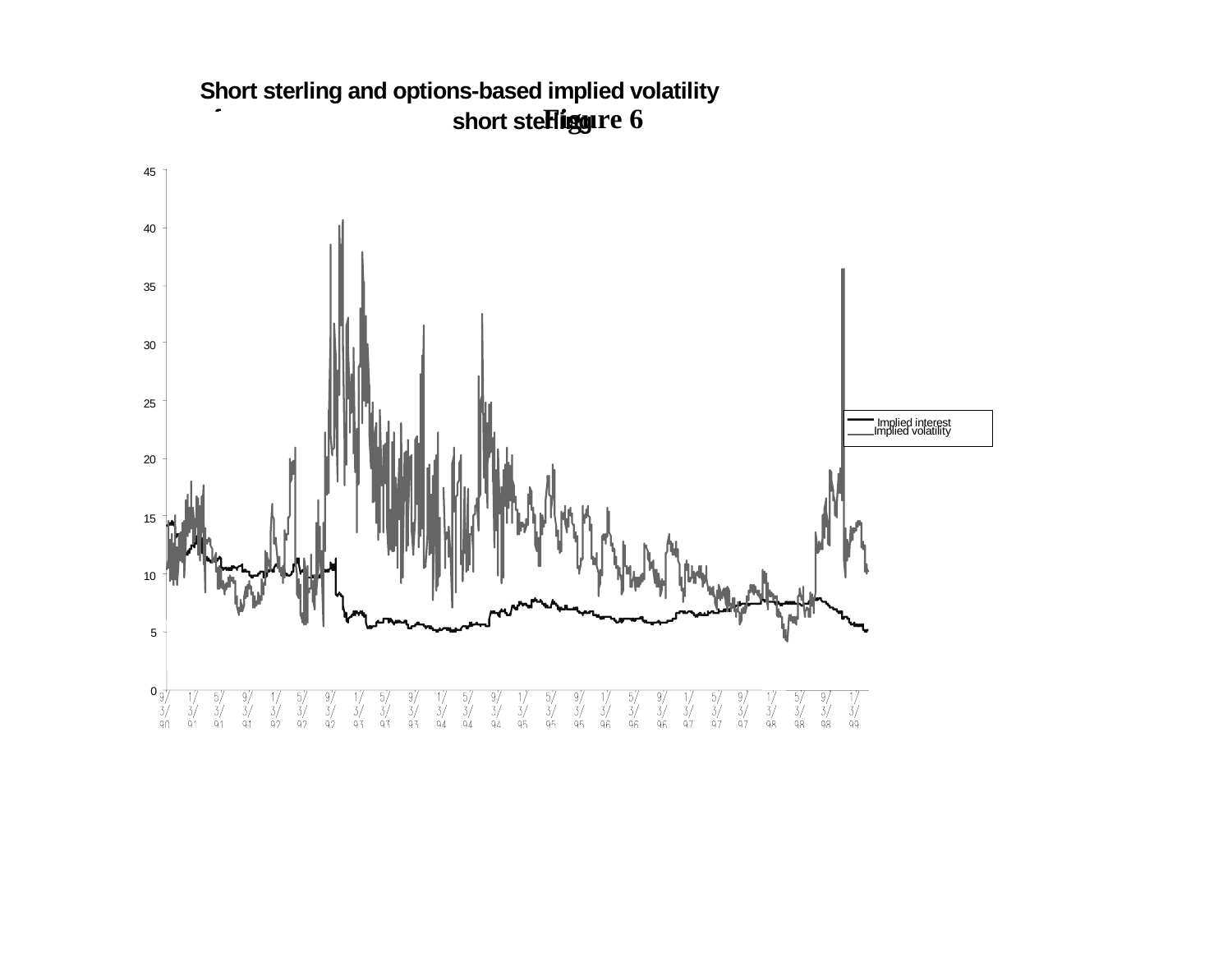# Figure 6

**Short sterling and options-based implied volatility of short sterling**

| Legend |
| --- |
| Implied interest |
| Implied volatility |

Y-axis: 0, 5, 10, 15, 20, 25, 30, 35, 40, 45

X-axis: 9/3/90, 1/3/91, 5/3/91, 9/3/91, 1/3/92, 5/3/92, 9/3/92, 1/3/93, 5/3/93, 9/3/93, 1/3/94, 5/3/94, 9/3/94, 1/3/95, 5/3/95, 9/3/95, 1/3/96, 5/3/96, 9/3/96, 1/3/97, 5/3/97, 9/3/97, 1/3/98, 5/3/98, 9/3/98, 1/3/99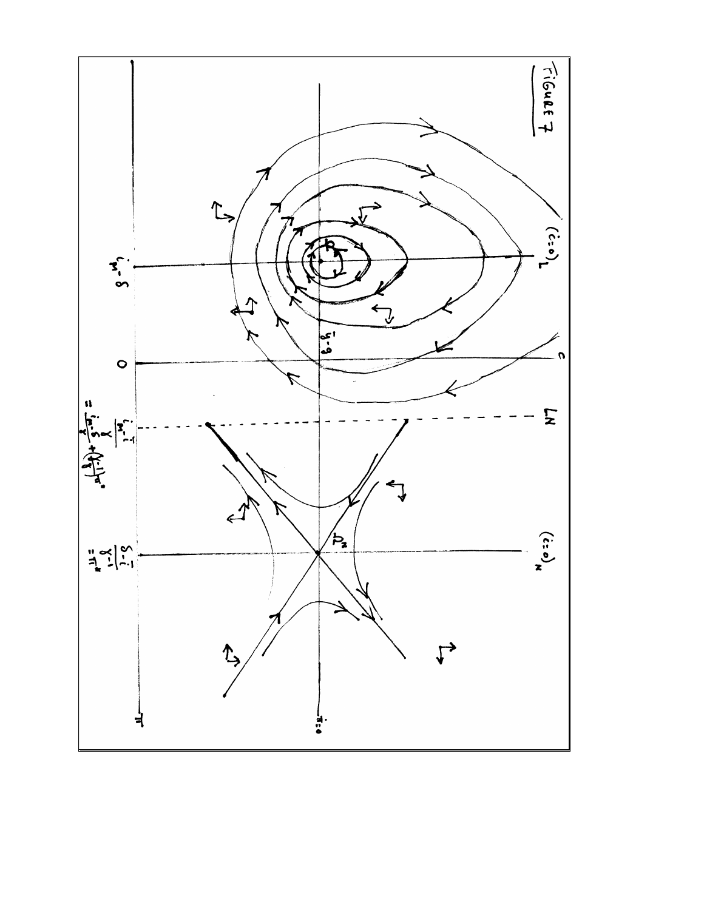FIGURE 7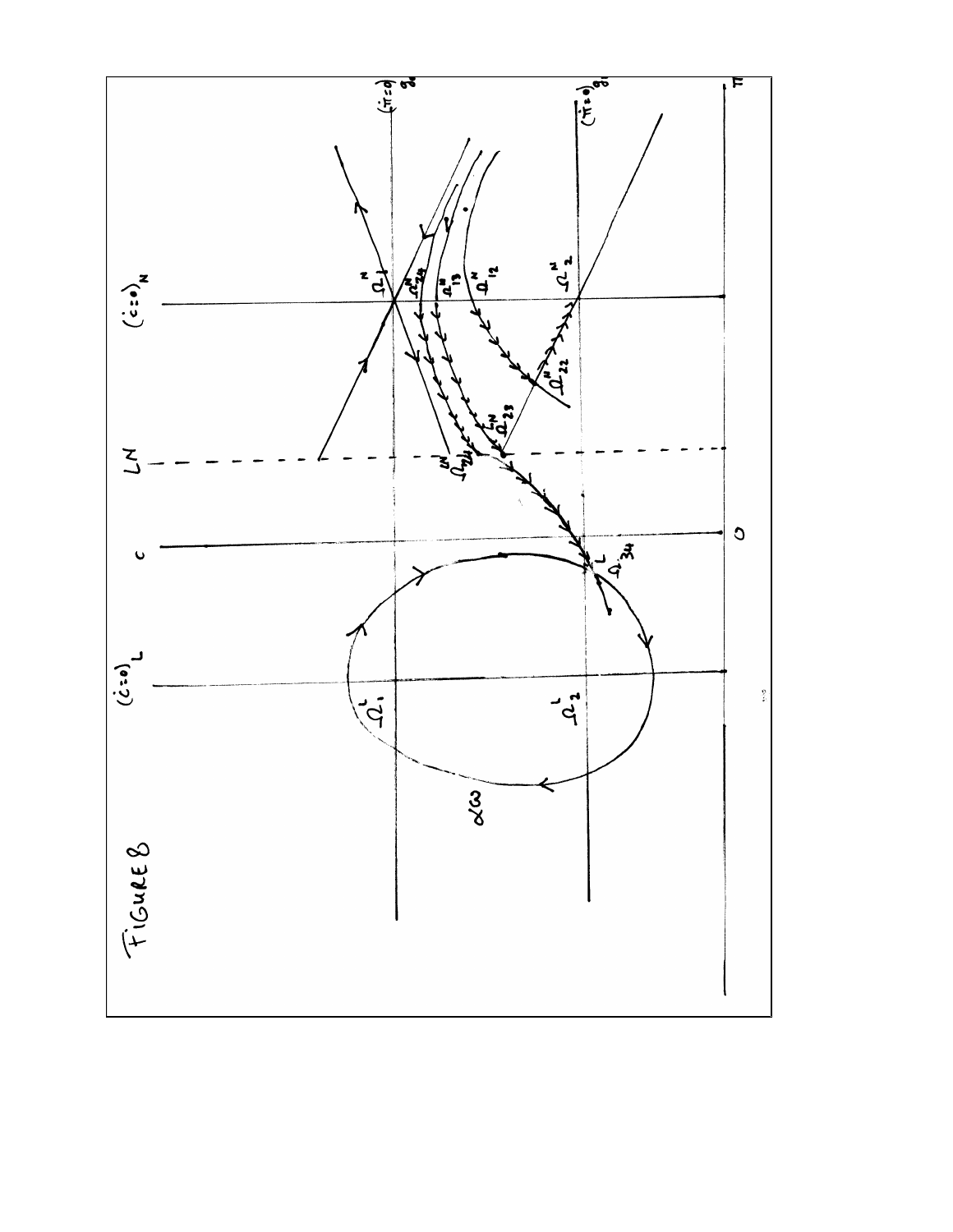FIGURE 8

$(\dot{c}=0)_L$

$c$

$LN$

$(\dot{c}=0)_N$

$(\dot{\pi}=0)_{g_0}$

$(\dot{\pi}=0)_{g_1}$

$\pi$

$0$

$\Omega_1^N$

$\Omega_{24}^N$

$\Omega_{13}^N$

$\Omega_{12}^N$

$\Omega_2^N$

$\Omega_{22}^N$

$\Omega_{23}^{LN}$

$\Omega_{24}^{LN}$

$\Omega_{34}^L$

$\Omega_1^L$

$\Omega_2^L$

$\alpha\omega$